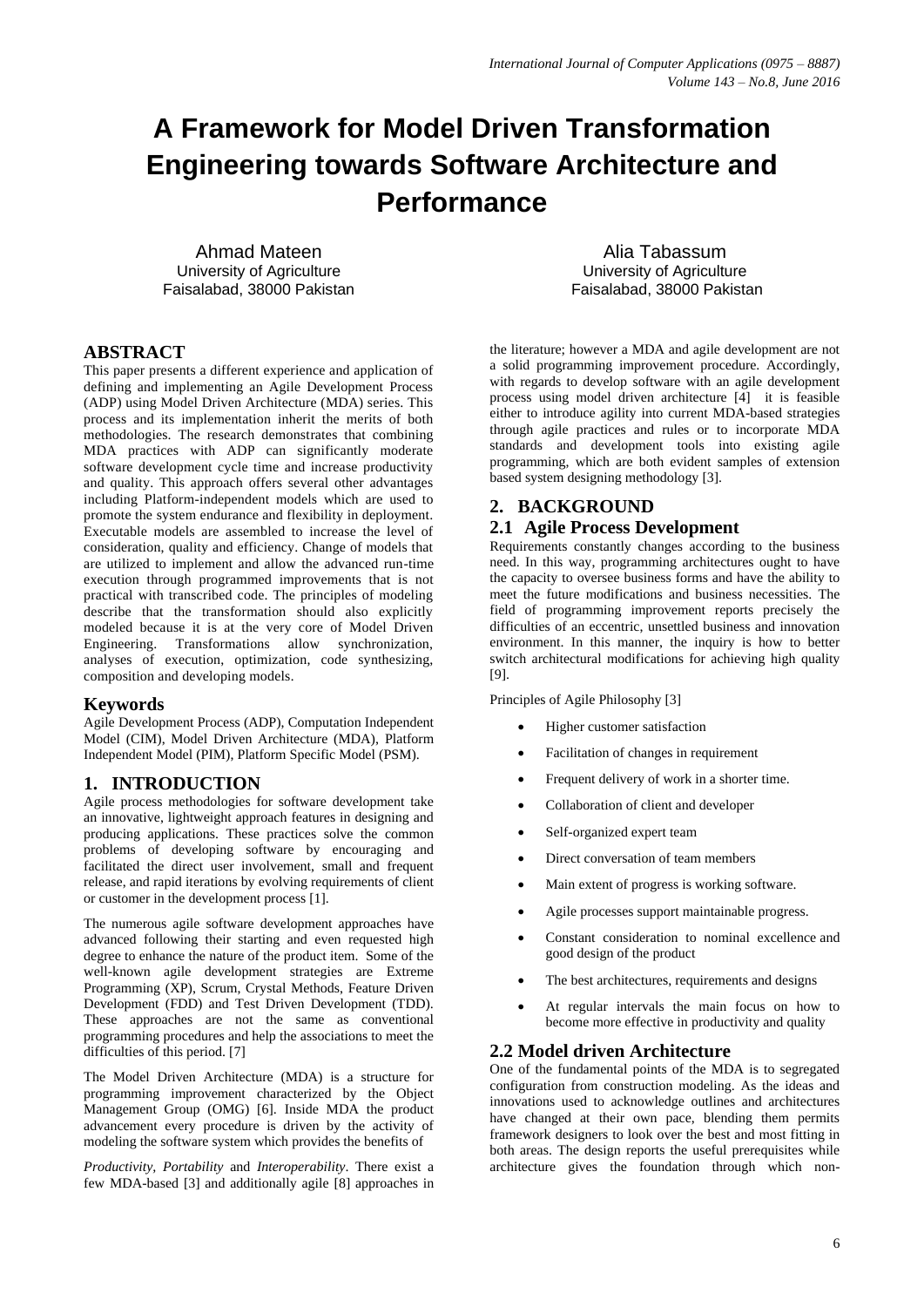# A Framework for Model Driven Transformation Engineering towards Software Architecture and Performance

Ahmad Mateen
University of Agriculture
Faisalabad, 38000 Pakistan

Alia Tabassum
University of Agriculture
Faisalabad, 38000 Pakistan

## ABSTRACT

This paper presents a different experience and application of defining and implementing an Agile Development Process (ADP) using Model Driven Architecture (MDA) series. This process and its implementation inherit the merits of both methodologies. The research demonstrates that combining MDA practices with ADP can significantly moderate software development cycle time and increase productivity and quality. This approach offers several other advantages including Platform-independent models which are used to promote the system endurance and flexibility in deployment. Executable models are assembled to increase the level of consideration, quality and efficiency. Change of models that are utilized to implement and allow the advanced run-time execution through programmed improvements that is not practical with transcribed code. The principles of modeling describe that the transformation should also explicitly modeled because it is at the very core of Model Driven Engineering. Transformations allow synchronization, analyses of execution, optimization, code synthesizing, composition and developing models.

## Keywords

Agile Development Process (ADP), Computation Independent Model (CIM), Model Driven Architecture (MDA), Platform Independent Model (PIM), Platform Specific Model (PSM).

## 1. INTRODUCTION

Agile process methodologies for software development take an innovative, lightweight approach features in designing and producing applications. These practices solve the common problems of developing software by encouraging and facilitated the direct user involvement, small and frequent release, and rapid iterations by evolving requirements of client or customer in the development process [1].

The numerous agile software development approaches have advanced following their starting and even requested high degree to enhance the nature of the product item. Some of the well-known agile development strategies are Extreme Programming (XP), Scrum, Crystal Methods, Feature Driven Development (FDD) and Test Driven Development (TDD). These approaches are not the same as conventional programming procedures and help the associations to meet the difficulties of this period. [7]

The Model Driven Architecture (MDA) is a structure for programming improvement characterized by the Object Management Group (OMG) [6]. Inside MDA the product advancement every procedure is driven by the activity of modeling the software system which provides the benefits of

*Productivity, Portability* and *Interoperability*. There exist a few MDA-based [3] and additionally agile [8] approaches in the literature; however a MDA and agile development are not a solid programming improvement procedure. Accordingly, with regards to develop software with an agile development process using model driven architecture [4] it is feasible either to introduce agility into current MDA-based strategies through agile practices and rules or to incorporate MDA standards and development tools into existing agile programming, which are both evident samples of extension based system designing methodology [3].

## 2. BACKGROUND

### 2.1 Agile Process Development

Requirements constantly changes according to the business need. In this way, programming architectures ought to have the capacity to oversee business forms and have the ability to meet the future modifications and business necessities. The field of programming improvement reports precisely the difficulties of an eccentric, unsettled business and innovation environment. In this manner, the inquiry is how to better switch architectural modifications for achieving high quality [9].

Principles of Agile Philosophy [3]

- Higher customer satisfaction
- Facilitation of changes in requirement
- Frequent delivery of work in a shorter time.
- Collaboration of client and developer
- Self-organized expert team
- Direct conversation of team members
- Main extent of progress is working software.
- Agile processes support maintainable progress.
- Constant consideration to nominal excellence and good design of the product
- The best architectures, requirements and designs
- At regular intervals the main focus on how to become more effective in productivity and quality

### 2.2 Model driven Architecture

One of the fundamental points of the MDA is to segregated configuration from construction modeling. As the ideas and innovations used to acknowledge outlines and architectures have changed at their own pace, blending them permits framework designers to look over the best and most fitting in both areas. The design reports the useful prerequisites while architecture gives the foundation through which non-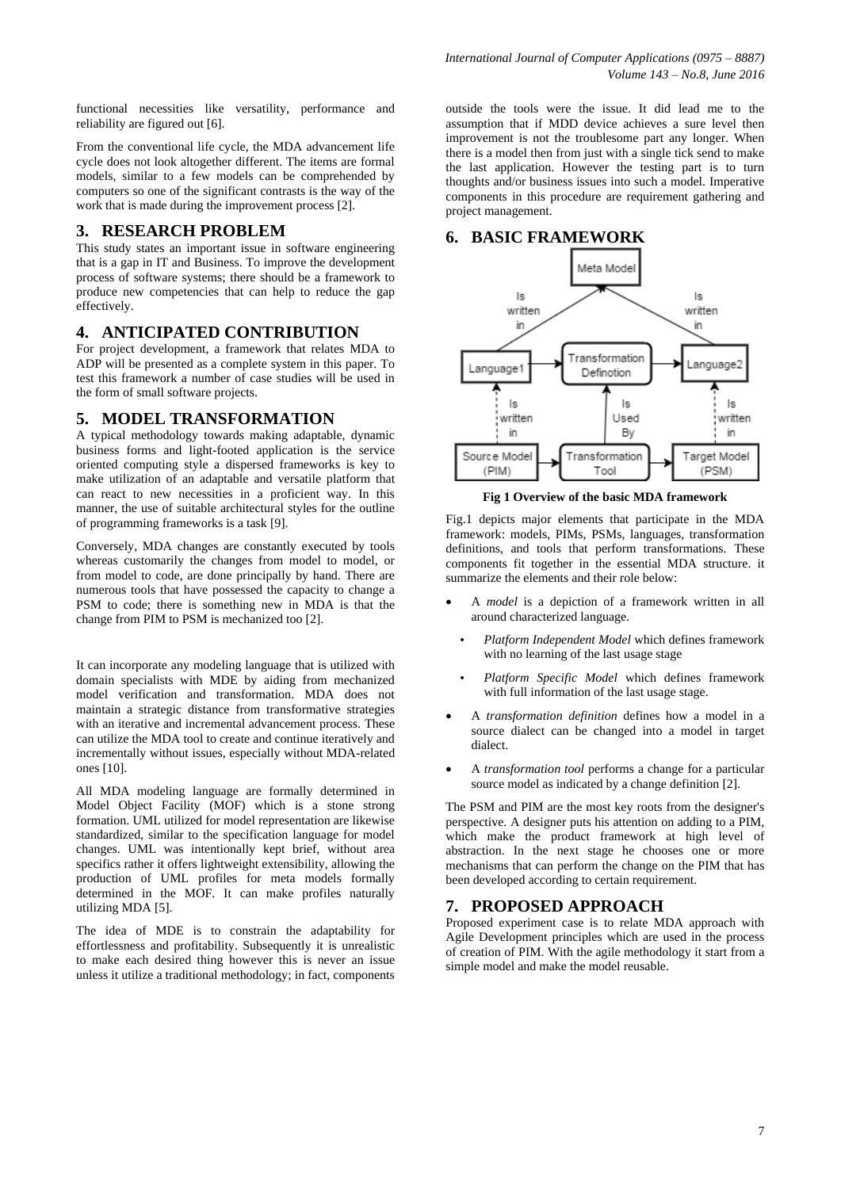functional necessities like versatility, performance and reliability are figured out [6].

From the conventional life cycle, the MDA advancement life cycle does not look altogether different. The items are formal models, similar to a few models can be comprehended by computers so one of the significant contrasts is the way of the work that is made during the improvement process [2].

## 3. RESEARCH PROBLEM

This study states an important issue in software engineering that is a gap in IT and Business. To improve the development process of software systems; there should be a framework to produce new competencies that can help to reduce the gap effectively.

## 4. ANTICIPATED CONTRIBUTION

For project development, a framework that relates MDA to ADP will be presented as a complete system in this paper. To test this framework a number of case studies will be used in the form of small software projects.

## 5. MODEL TRANSFORMATION

A typical methodology towards making adaptable, dynamic business forms and light-footed application is the service oriented computing style a dispersed frameworks is key to make utilization of an adaptable and versatile platform that can react to new necessities in a proficient way. In this manner, the use of suitable architectural styles for the outline of programming frameworks is a task [9].

Conversely, MDA changes are constantly executed by tools whereas customarily the changes from model to model, or from model to code, are done principally by hand. There are numerous tools that have possessed the capacity to change a PSM to code; there is something new in MDA is that the change from PIM to PSM is mechanized too [2].

It can incorporate any modeling language that is utilized with domain specialists with MDE by aiding from mechanized model verification and transformation. MDA does not maintain a strategic distance from transformative strategies with an iterative and incremental advancement process. These can utilize the MDA tool to create and continue iteratively and incrementally without issues, especially without MDA-related ones [10].

All MDA modeling language are formally determined in Model Object Facility (MOF) which is a stone strong formation. UML utilized for model representation are likewise standardized, similar to the specification language for model changes. UML was intentionally kept brief, without area specifics rather it offers lightweight extensibility, allowing the production of UML profiles for meta models formally determined in the MOF. It can make profiles naturally utilizing MDA [5].

The idea of MDE is to constrain the adaptability for effortlessness and profitability. Subsequently it is unrealistic to make each desired thing however this is never an issue unless it utilize a traditional methodology; in fact, components outside the tools were the issue. It did lead me to the assumption that if MDD device achieves a sure level then improvement is not the troublesome part any longer. When there is a model then from just with a single tick send to make the last application. However the testing part is to turn thoughts and/or business issues into such a model. Imperative components in this procedure are requirement gathering and project management.

## 6. BASIC FRAMEWORK

**Fig 1 Overview of the basic MDA framework**

Fig.1 depicts major elements that participate in the MDA framework: models, PIMs, PSMs, languages, transformation definitions, and tools that perform transformations. These components fit together in the essential MDA structure. it summarize the elements and their role below:

- A *model* is a depiction of a framework written in all around characterized language.
  - *Platform Independent Model* which defines framework with no learning of the last usage stage
  - *Platform Specific Model* which defines framework with full information of the last usage stage.
- A *transformation definition* defines how a model in a source dialect can be changed into a model in target dialect.
- A *transformation tool* performs a change for a particular source model as indicated by a change definition [2].

The PSM and PIM are the most key roots from the designer's perspective. A designer puts his attention on adding to a PIM, which make the product framework at high level of abstraction. In the next stage he chooses one or more mechanisms that can perform the change on the PIM that has been developed according to certain requirement.

## 7. PROPOSED APPROACH

Proposed experiment case is to relate MDA approach with Agile Development principles which are used in the process of creation of PIM. With the agile methodology it start from a simple model and make the model reusable.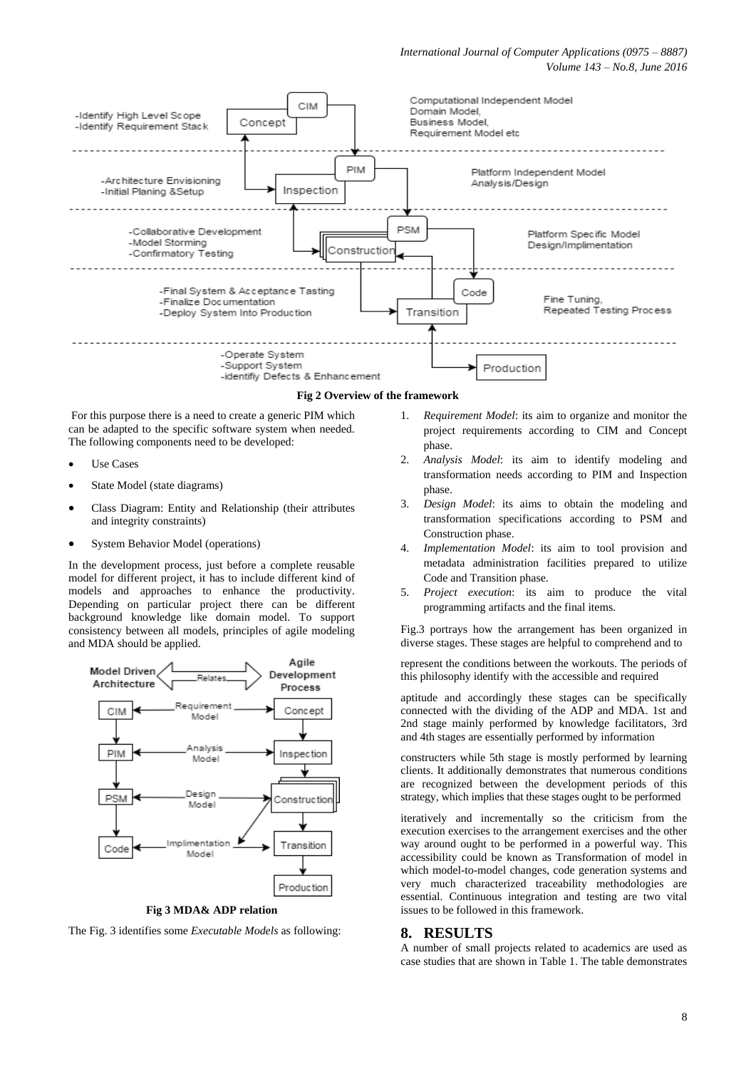Fig 2 Overview of the framework

For this purpose there is a need to create a generic PIM which can be adapted to the specific software system when needed. The following components need to be developed:

- Use Cases
- State Model (state diagrams)
- Class Diagram: Entity and Relationship (their attributes and integrity constraints)
- System Behavior Model (operations)

In the development process, just before a complete reusable model for different project, it has to include different kind of models and approaches to enhance the productivity. Depending on particular project there can be different background knowledge like domain model. To support consistency between all models, principles of agile modeling and MDA should be applied.

Fig 3 MDA& ADP relation

The Fig. 3 identifies some *Executable Models* as following:

1. *Requirement Model*: its aim to organize and monitor the project requirements according to CIM and Concept phase.
2. *Analysis Model*: its aim to identify modeling and transformation needs according to PIM and Inspection phase.
3. *Design Model*: its aims to obtain the modeling and transformation specifications according to PSM and Construction phase.
4. *Implementation Model*: its aim to tool provision and metadata administration facilities prepared to utilize Code and Transition phase.
5. *Project execution*: its aim to produce the vital programming artifacts and the final items.

Fig.3 portrays how the arrangement has been organized in diverse stages. These stages are helpful to comprehend and to represent the conditions between the workouts. The periods of this philosophy identify with the accessible and required aptitude and accordingly these stages can be specifically connected with the dividing of the ADP and MDA. 1st and 2nd stage mainly performed by knowledge facilitators, 3rd and 4th stages are essentially performed by information constructers while 5th stage is mostly performed by learning clients. It additionally demonstrates that numerous conditions are recognized between the development periods of this strategy, which implies that these stages ought to be performed iteratively and incrementally so the criticism from the execution exercises to the arrangement exercises and the other way around ought to be performed in a powerful way. This accessibility could be known as Transformation of model in which model-to-model changes, code generation systems and very much characterized traceability methodologies are essential. Continuous integration and testing are two vital issues to be followed in this framework.

## 8. RESULTS

A number of small projects related to academics are used as case studies that are shown in Table 1. The table demonstrates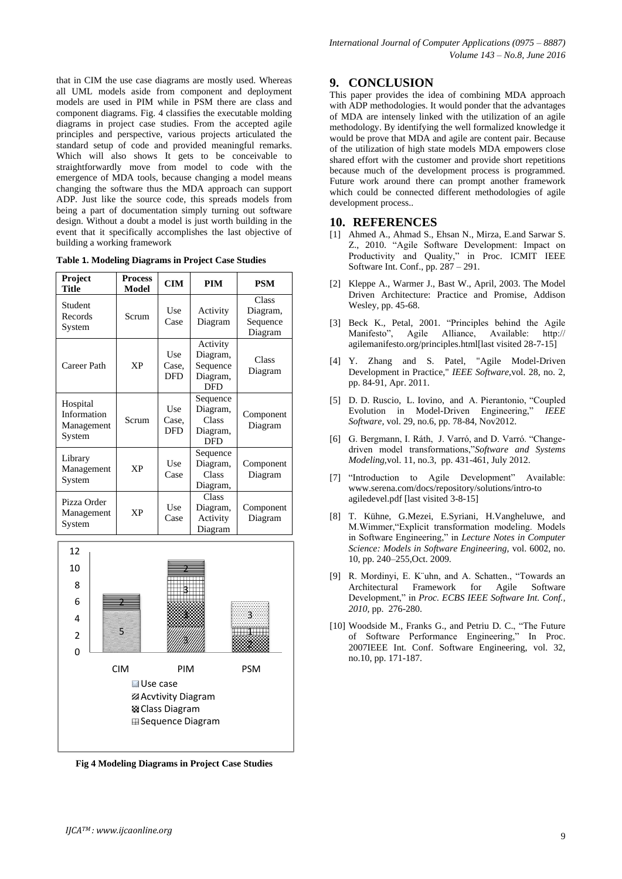that in CIM the use case diagrams are mostly used. Whereas all UML models aside from component and deployment models are used in PIM while in PSM there are class and component diagrams. Fig. 4 classifies the executable molding diagrams in project case studies. From the accepted agile principles and perspective, various projects articulated the standard setup of code and provided meaningful remarks. Which will also shows It gets to be conceivable to straightforwardly move from model to code with the emergence of MDA tools, because changing a model means changing the software thus the MDA approach can support ADP. Just like the source code, this spreads models from being a part of documentation simply turning out software design. Without a doubt a model is just worth building in the event that it specifically accomplishes the last objective of building a working framework

**Table 1. Modeling Diagrams in Project Case Studies**

| Project Title | Process Model | CIM | PIM | PSM |
|---|---|---|---|---|
| Student Records System | Scrum | Use Case | Activity Diagram | Class Diagram, Sequence Diagram |
| Career Path | XP | Use Case, DFD | Activity Diagram, Sequence Diagram, DFD | Class Diagram |
| Hospital Information Management System | Scrum | Use Case, DFD | Sequence Diagram, Class Diagram, DFD | Component Diagram |
| Library Management System | XP | Use Case | Sequence Diagram, Class Diagram, | Component Diagram |
| Pizza Order Management System | XP | Use Case | Class Diagram, Activity Diagram | Component Diagram |

12
10
8
6
4
2
0

5
2
3
3
3
2
2
1
3

CIM
PIM
PSM

Use case
Acvtivity Diagram
Class Diagram
Sequence Diagram

**Fig 4 Modeling Diagrams in Project Case Studies**

## 9. CONCLUSION

This paper provides the idea of combining MDA approach with ADP methodologies. It would ponder that the advantages of MDA are intensely linked with the utilization of an agile methodology. By identifying the well formalized knowledge it would be prove that MDA and agile are content pair. Because of the utilization of high state models MDA empowers close shared effort with the customer and provide short repetitions because much of the development process is programmed. Future work around there can prompt another framework which could be connected different methodologies of agile development process..

## 10. REFERENCES

[1] Ahmed A., Ahmad S., Ehsan N., Mirza, E.and Sarwar S. Z., 2010. "Agile Software Development: Impact on Productivity and Quality," in Proc. ICMIT IEEE Software Int. Conf., pp. 287 – 291.

[2] Kleppe A., Warmer J., Bast W., April, 2003. The Model Driven Architecture: Practice and Promise, Addison Wesley, pp. 45-68.

[3] Beck K., Petal, 2001. "Principles behind the Agile Manifesto", Agile Alliance, Available: http:// agilemanifesto.org/principles.html[last visited 28-7-15]

[4] Y. Zhang and S. Patel, "Agile Model-Driven Development in Practice," *IEEE Software*,vol. 28, no. 2, pp. 84-91, Apr. 2011.

[5] D. D. Ruscio, L. Iovino, and A. Pierantonio, "Coupled Evolution in Model-Driven Engineering," *IEEE Software*, vol. 29, no.6, pp. 78-84, Nov2012.

[6] G. Bergmann, I. Ráth, J. Varró, and D. Varró. "Change-driven model transformations,"*Software and Systems Modeling*,vol. 11, no.3, pp. 431-461, July 2012.

[7] "Introduction to Agile Development" Available: www.serena.com/docs/repository/solutions/intro-to agiledevel.pdf [last visited 3-8-15]

[8] T. Kühne, G.Mezei, E.Syriani, H.Vangheluwe, and M.Wimmer,"Explicit transformation modeling. Models in Software Engineering," in *Lecture Notes in Computer Science: Models in Software Engineering*, vol. 6002, no. 10, pp. 240–255,Oct. 2009.

[9] R. Mordinyi, E. K¨uhn, and A. Schatten., "Towards an Architectural Framework for Agile Software Development," in *Proc. ECBS IEEE Software Int. Conf., 2010*, pp. 276-280.

[10] Woodside M., Franks G., and Petriu D. C., "The Future of Software Performance Engineering," In Proc. 2007IEEE Int. Conf. Software Engineering, vol. 32, no.10, pp. 171-187.